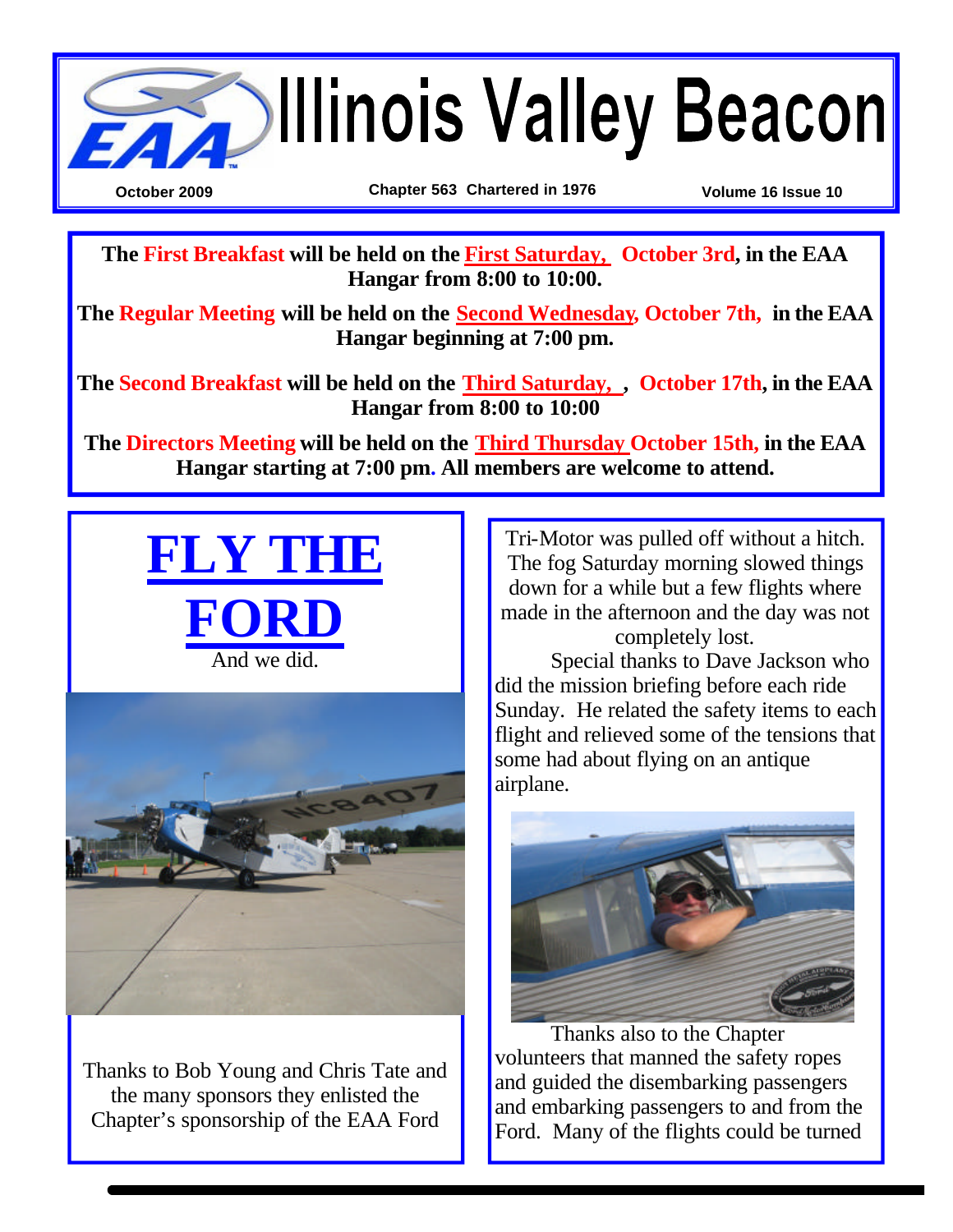# Illinois Valley Beacon

October 2009 | Chapter 563 Chartered in 1976 | Volume 16 Issue 10

**The First Breakfast will be held on the First Saturday, October 3rd, in the EAA Hangar from 8:00 to 10:00.**

**The Regular Meeting will be held on the Second Wednesday, October 7th, in the EAA Hangar beginning at 7:00 pm.**

**The Second Breakfast will be held on the Third Saturday, , October 17th, in the EAA Hangar from 8:00 to 10:00**

**The Directors Meeting will be held on the Third Thursday October 15th, in the EAA Hangar starting at 7:00 pm. All members are welcome to attend.**

## FLY THE FORD

And we did.

Thanks to Bob Young and Chris Tate and the many sponsors they enlisted the Chapter's sponsorship of the EAA Ford Tri-Motor was pulled off without a hitch. The fog Saturday morning slowed things down for a while but a few flights where made in the afternoon and the day was not completely lost.

Special thanks to Dave Jackson who did the mission briefing before each ride Sunday. He related the safety items to each flight and relieved some of the tensions that some had about flying on an antique airplane.

Thanks also to the Chapter volunteers that manned the safety ropes and guided the disembarking passengers and embarking passengers to and from the Ford. Many of the flights could be turned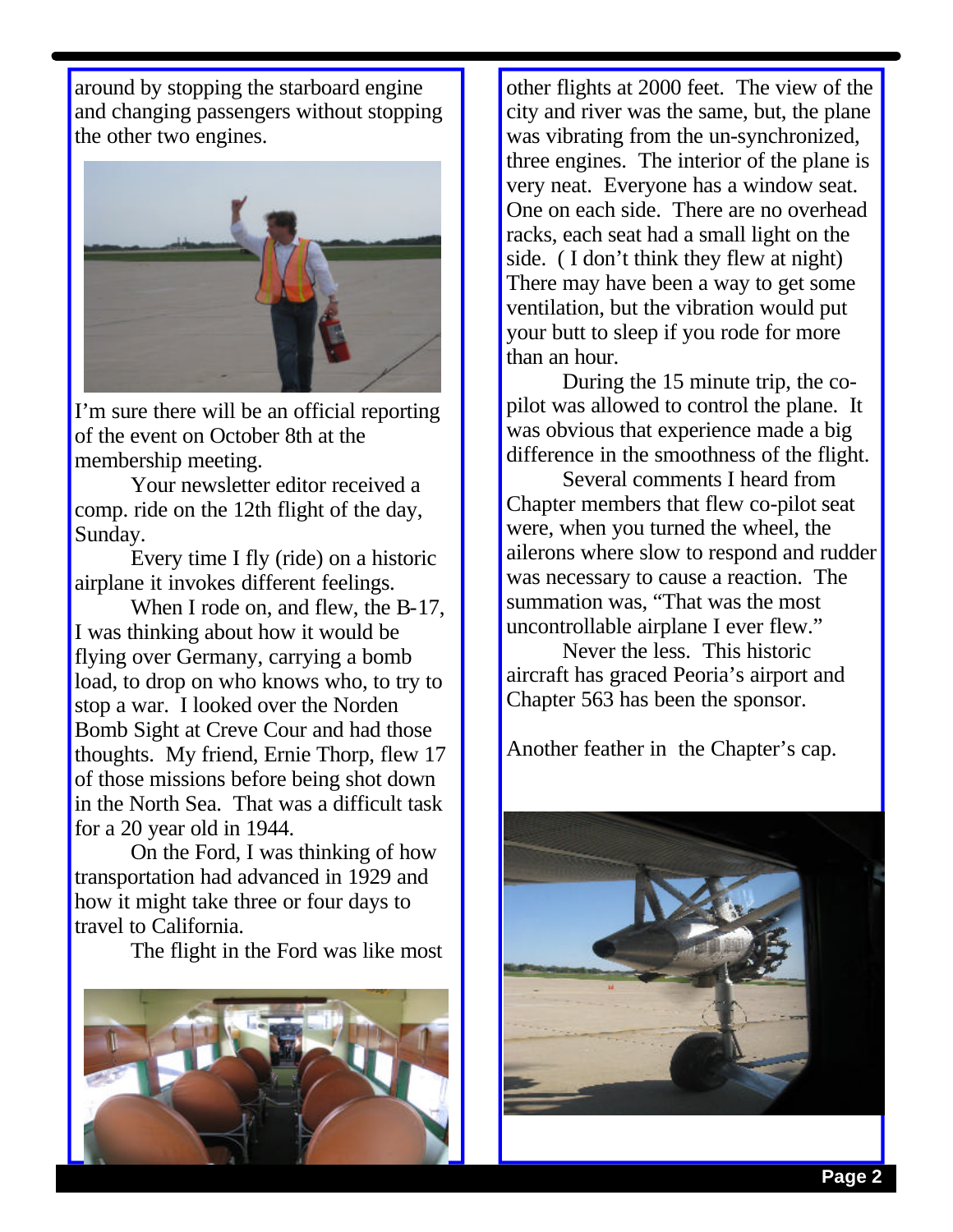around by stopping the starboard engine and changing passengers without stopping the other two engines.

I'm sure there will be an official reporting of the event on October 8th at the membership meeting.

Your newsletter editor received a comp. ride on the 12th flight of the day, Sunday.

Every time I fly (ride) on a historic airplane it invokes different feelings.

When I rode on, and flew, the B-17, I was thinking about how it would be flying over Germany, carrying a bomb load, to drop on who knows who, to try to stop a war. I looked over the Norden Bomb Sight at Creve Cour and had those thoughts. My friend, Ernie Thorp, flew 17 of those missions before being shot down in the North Sea. That was a difficult task for a 20 year old in 1944.

On the Ford, I was thinking of how transportation had advanced in 1929 and how it might take three or four days to travel to California.

The flight in the Ford was like most other flights at 2000 feet. The view of the city and river was the same, but, the plane was vibrating from the un-synchronized, three engines. The interior of the plane is very neat. Everyone has a window seat. One on each side. There are no overhead racks, each seat had a small light on the side. ( I don't think they flew at night) There may have been a way to get some ventilation, but the vibration would put your butt to sleep if you rode for more than an hour.

During the 15 minute trip, the co-pilot was allowed to control the plane. It was obvious that experience made a big difference in the smoothness of the flight.

Several comments I heard from Chapter members that flew co-pilot seat were, when you turned the wheel, the ailerons where slow to respond and rudder was necessary to cause a reaction. The summation was, "That was the most uncontrollable airplane I ever flew."

Never the less. This historic aircraft has graced Peoria's airport and Chapter 563 has been the sponsor.

Another feather in the Chapter's cap.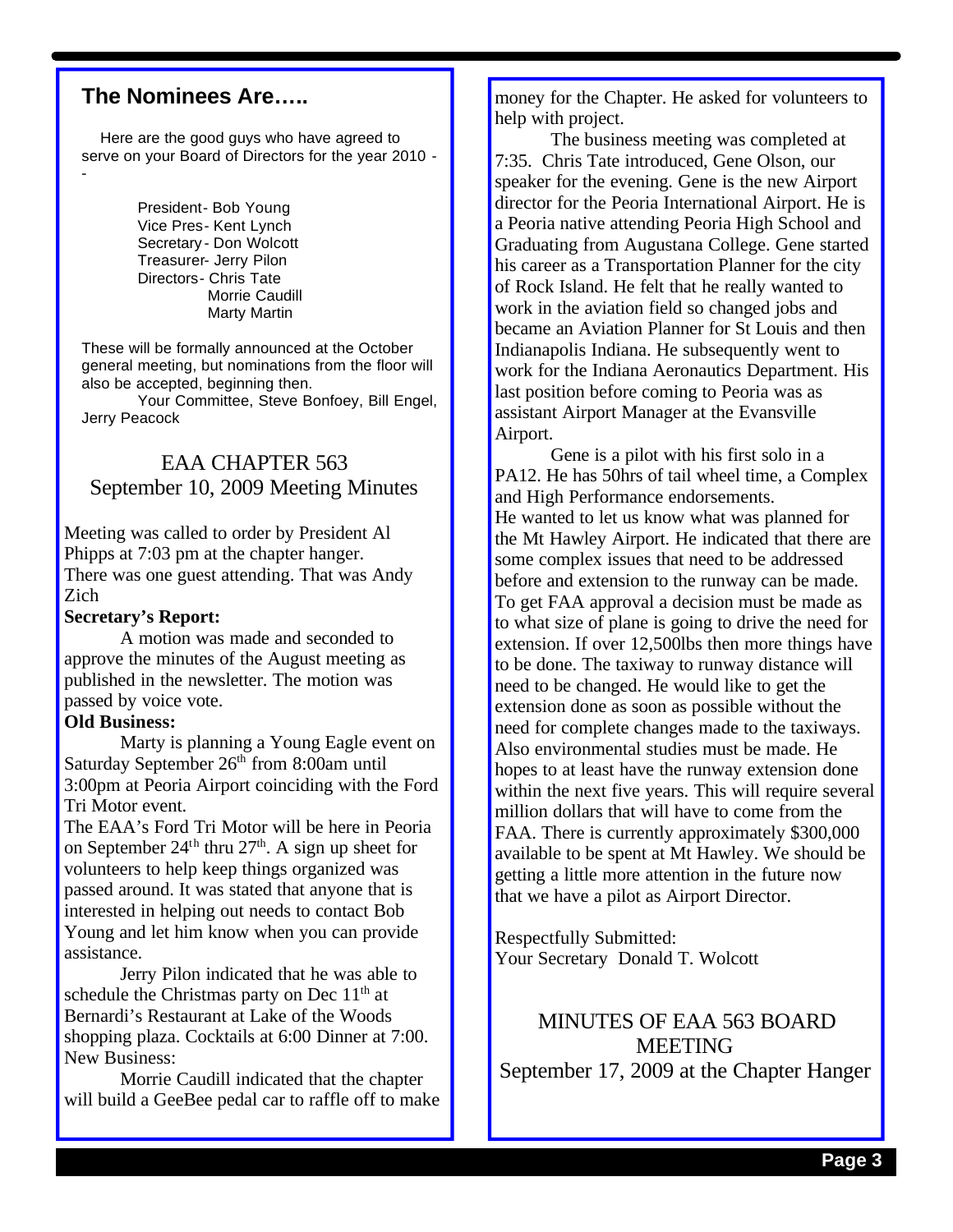## The Nominees Are…..

Here are the good guys who have agreed to serve on your Board of Directors for the year 2010 --

President - Bob Young
Vice Pres - Kent Lynch
Secretary - Don Wolcott
Treasurer - Jerry Pilon
Directors - Chris Tate
Morrie Caudill
Marty Martin

These will be formally announced at the October general meeting, but nominations from the floor will also be accepted, beginning then.

Your Committee, Steve Bonfoey, Bill Engel, Jerry Peacock

## EAA CHAPTER 563 September 10, 2009 Meeting Minutes

Meeting was called to order by President Al Phipps at 7:03 pm at the chapter hanger.
There was one guest attending. That was Andy Zich

**Secretary's Report:**

A motion was made and seconded to approve the minutes of the August meeting as published in the newsletter. The motion was passed by voice vote.

**Old Business:**

Marty is planning a Young Eagle event on Saturday September 26th from 8:00am until 3:00pm at Peoria Airport coinciding with the Ford Tri Motor event.

The EAA's Ford Tri Motor will be here in Peoria on September 24th thru 27th. A sign up sheet for volunteers to help keep things organized was passed around. It was stated that anyone that is interested in helping out needs to contact Bob Young and let him know when you can provide assistance.

Jerry Pilon indicated that he was able to schedule the Christmas party on Dec 11th at Bernardi's Restaurant at Lake of the Woods shopping plaza. Cocktails at 6:00 Dinner at 7:00.

New Business:

Morrie Caudill indicated that the chapter will build a GeeBee pedal car to raffle off to make money for the Chapter. He asked for volunteers to help with project.

The business meeting was completed at 7:35. Chris Tate introduced, Gene Olson, our speaker for the evening. Gene is the new Airport director for the Peoria International Airport. He is a Peoria native attending Peoria High School and Graduating from Augustana College. Gene started his career as a Transportation Planner for the city of Rock Island. He felt that he really wanted to work in the aviation field so changed jobs and became an Aviation Planner for St Louis and then Indianapolis Indiana. He subsequently went to work for the Indiana Aeronautics Department. His last position before coming to Peoria was as assistant Airport Manager at the Evansville Airport.

Gene is a pilot with his first solo in a PA12. He has 50hrs of tail wheel time, a Complex and High Performance endorsements.

He wanted to let us know what was planned for the Mt Hawley Airport. He indicated that there are some complex issues that need to be addressed before and extension to the runway can be made. To get FAA approval a decision must be made as to what size of plane is going to drive the need for extension. If over 12,500lbs then more things have to be done. The taxiway to runway distance will need to be changed. He would like to get the extension done as soon as possible without the need for complete changes made to the taxiways. Also environmental studies must be made. He hopes to at least have the runway extension done within the next five years. This will require several million dollars that will have to come from the FAA. There is currently approximately $300,000 available to be spent at Mt Hawley. We should be getting a little more attention in the future now that we have a pilot as Airport Director.

Respectfully Submitted:
Your Secretary Donald T. Wolcott

## MINUTES OF EAA 563 BOARD MEETING September 17, 2009 at the Chapter Hanger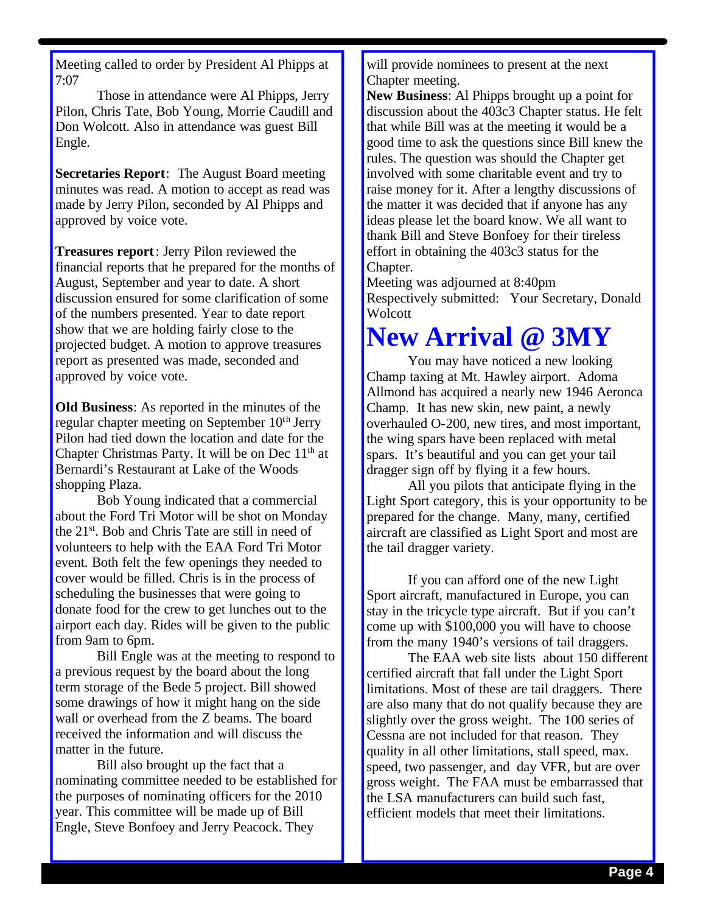Meeting called to order by President Al Phipps at 7:07

Those in attendance were Al Phipps, Jerry Pilon, Chris Tate, Bob Young, Morrie Caudill and Don Wolcott. Also in attendance was guest Bill Engle.

**Secretaries Report**: The August Board meeting minutes was read. A motion to accept as read was made by Jerry Pilon, seconded by Al Phipps and approved by voice vote.

**Treasures report**: Jerry Pilon reviewed the financial reports that he prepared for the months of August, September and year to date. A short discussion ensured for some clarification of some of the numbers presented. Year to date report show that we are holding fairly close to the projected budget. A motion to approve treasures report as presented was made, seconded and approved by voice vote.

**Old Business**: As reported in the minutes of the regular chapter meeting on September 10th Jerry Pilon had tied down the location and date for the Chapter Christmas Party. It will be on Dec 11th at Bernardi's Restaurant at Lake of the Woods shopping Plaza.

Bob Young indicated that a commercial about the Ford Tri Motor will be shot on Monday the 21st. Bob and Chris Tate are still in need of volunteers to help with the EAA Ford Tri Motor event. Both felt the few openings they needed to cover would be filled. Chris is in the process of scheduling the businesses that were going to donate food for the crew to get lunches out to the airport each day. Rides will be given to the public from 9am to 6pm.

Bill Engle was at the meeting to respond to a previous request by the board about the long term storage of the Bede 5 project. Bill showed some drawings of how it might hang on the side wall or overhead from the Z beams. The board received the information and will discuss the matter in the future.

Bill also brought up the fact that a nominating committee needed to be established for the purposes of nominating officers for the 2010 year. This committee will be made up of Bill Engle, Steve Bonfoey and Jerry Peacock. They will provide nominees to present at the next Chapter meeting.

**New Business**: Al Phipps brought up a point for discussion about the 403c3 Chapter status. He felt that while Bill was at the meeting it would be a good time to ask the questions since Bill knew the rules. The question was should the Chapter get involved with some charitable event and try to raise money for it. After a lengthy discussions of the matter it was decided that if anyone has any ideas please let the board know. We all want to thank Bill and Steve Bonfoey for their tireless effort in obtaining the 403c3 status for the Chapter.

Meeting was adjourned at 8:40pm

Respectively submitted: Your Secretary, Donald Wolcott

# New Arrival @ 3MY

You may have noticed a new looking Champ taxing at Mt. Hawley airport. Adoma Allmond has acquired a nearly new 1946 Aeronca Champ. It has new skin, new paint, a newly overhauled O-200, new tires, and most important, the wing spars have been replaced with metal spars. It's beautiful and you can get your tail dragger sign off by flying it a few hours.

All you pilots that anticipate flying in the Light Sport category, this is your opportunity to be prepared for the change. Many, many, certified aircraft are classified as Light Sport and most are the tail dragger variety.

If you can afford one of the new Light Sport aircraft, manufactured in Europe, you can stay in the tricycle type aircraft. But if you can't come up with $100,000 you will have to choose from the many 1940's versions of tail draggers.

The EAA web site lists about 150 different certified aircraft that fall under the Light Sport limitations. Most of these are tail draggers. There are also many that do not qualify because they are slightly over the gross weight. The 100 series of Cessna are not included for that reason. They quality in all other limitations, stall speed, max. speed, two passenger, and day VFR, but are over gross weight. The FAA must be embarrassed that the LSA manufacturers can build such fast, efficient models that meet their limitations.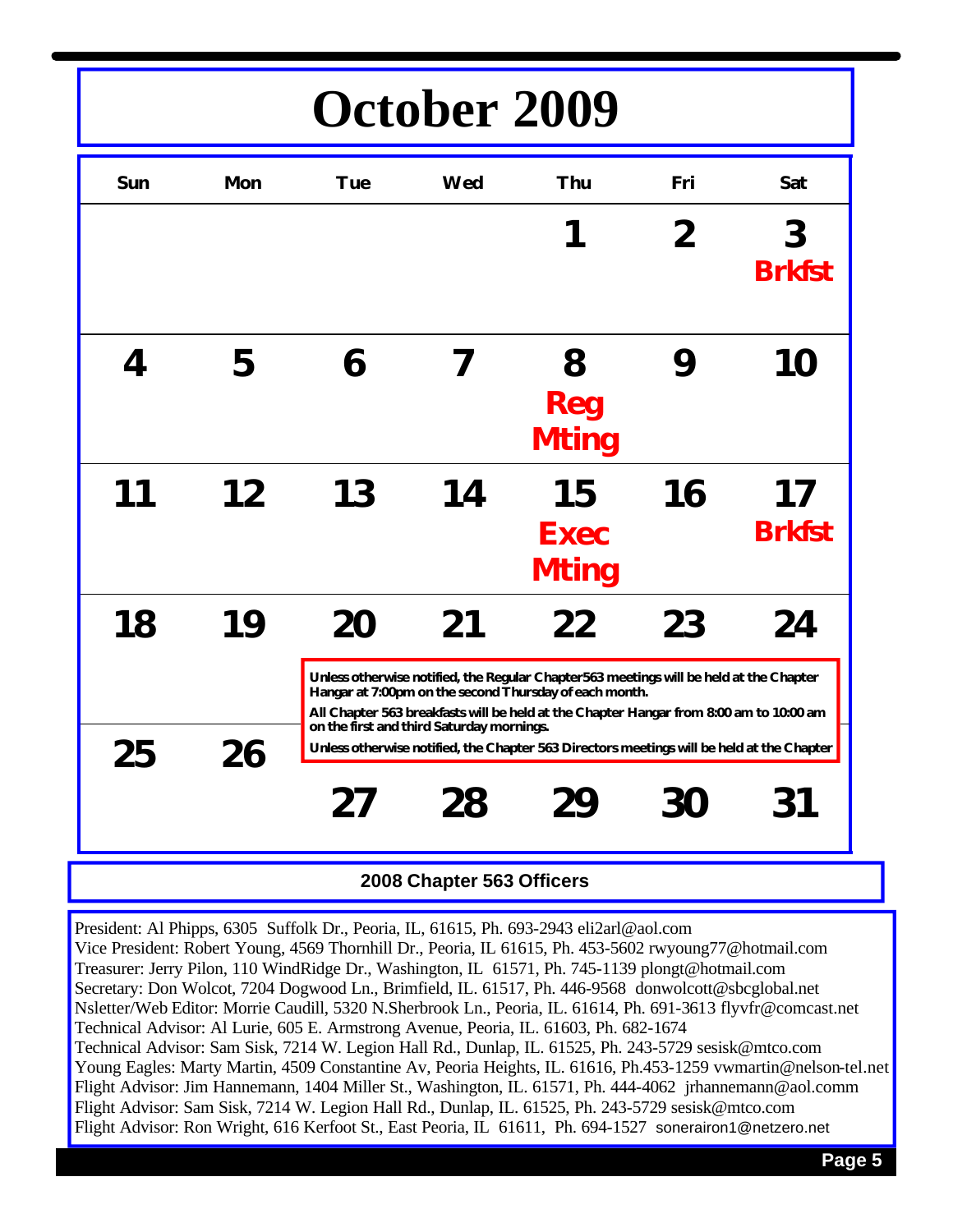# October 2009

| Sun | Mon | Tue | Wed | Thu | Fri | Sat |
|---|---|---|---|---|---|---|
| | | | | 1 | 2 | 3 **Brkfst** |
| 4 | 5 | 6 | 7 | 8 **Reg Mting** | 9 | 10 |
| 11 | 12 | 13 | 14 | 15 **Exec Mting** | 16 | 17 **Brkfst** |
| 18 | 19 | 20 | 21 | 22 | 23 | 24 |
| 25 | 26 | 27 | 28 | 29 | 30 | 31 |

**Unless otherwise notified, the Regular Chapter563 meetings will be held at the Chapter Hangar at 7:00pm on the second Thursday of each month.**

**All Chapter 563 breakfasts will be held at the Chapter Hangar from 8:00 am to 10:00 am on the first and third Saturday mornings.**

**Unless otherwise notified, the Chapter 563 Directors meetings will be held at the Chapter**

## 2008 Chapter 563 Officers

President: Al Phipps, 6305 Suffolk Dr., Peoria, IL, 61615, Ph. 693-2943 eli2arl@aol.com
Vice President: Robert Young, 4569 Thornhill Dr., Peoria, IL 61615, Ph. 453-5602 rwyoung77@hotmail.com
Treasurer: Jerry Pilon, 110 WindRidge Dr., Washington, IL 61571, Ph. 745-1139 plongt@hotmail.com
Secretary: Don Wolcot, 7204 Dogwood Ln., Brimfield, IL. 61517, Ph. 446-9568 donwolcott@sbcglobal.net
Nsletter/Web Editor: Morrie Caudill, 5320 N.Sherbrook Ln., Peoria, IL. 61614, Ph. 691-3613 flyvfr@comcast.net
Technical Advisor: Al Lurie, 605 E. Armstrong Avenue, Peoria, IL. 61603, Ph. 682-1674
Technical Advisor: Sam Sisk, 7214 W. Legion Hall Rd., Dunlap, IL. 61525, Ph. 243-5729 sesisk@mtco.com
Young Eagles: Marty Martin, 4509 Constantine Av, Peoria Heights, IL. 61616, Ph.453-1259 vwmartin@nelson-tel.net
Flight Advisor: Jim Hannemann, 1404 Miller St., Washington, IL. 61571, Ph. 444-4062 jrhannemann@aol.comm
Flight Advisor: Sam Sisk, 7214 W. Legion Hall Rd., Dunlap, IL. 61525, Ph. 243-5729 sesisk@mtco.com
Flight Advisor: Ron Wright, 616 Kerfoot St., East Peoria, IL 61611, Ph. 694-1527 sonerairon1@netzero.net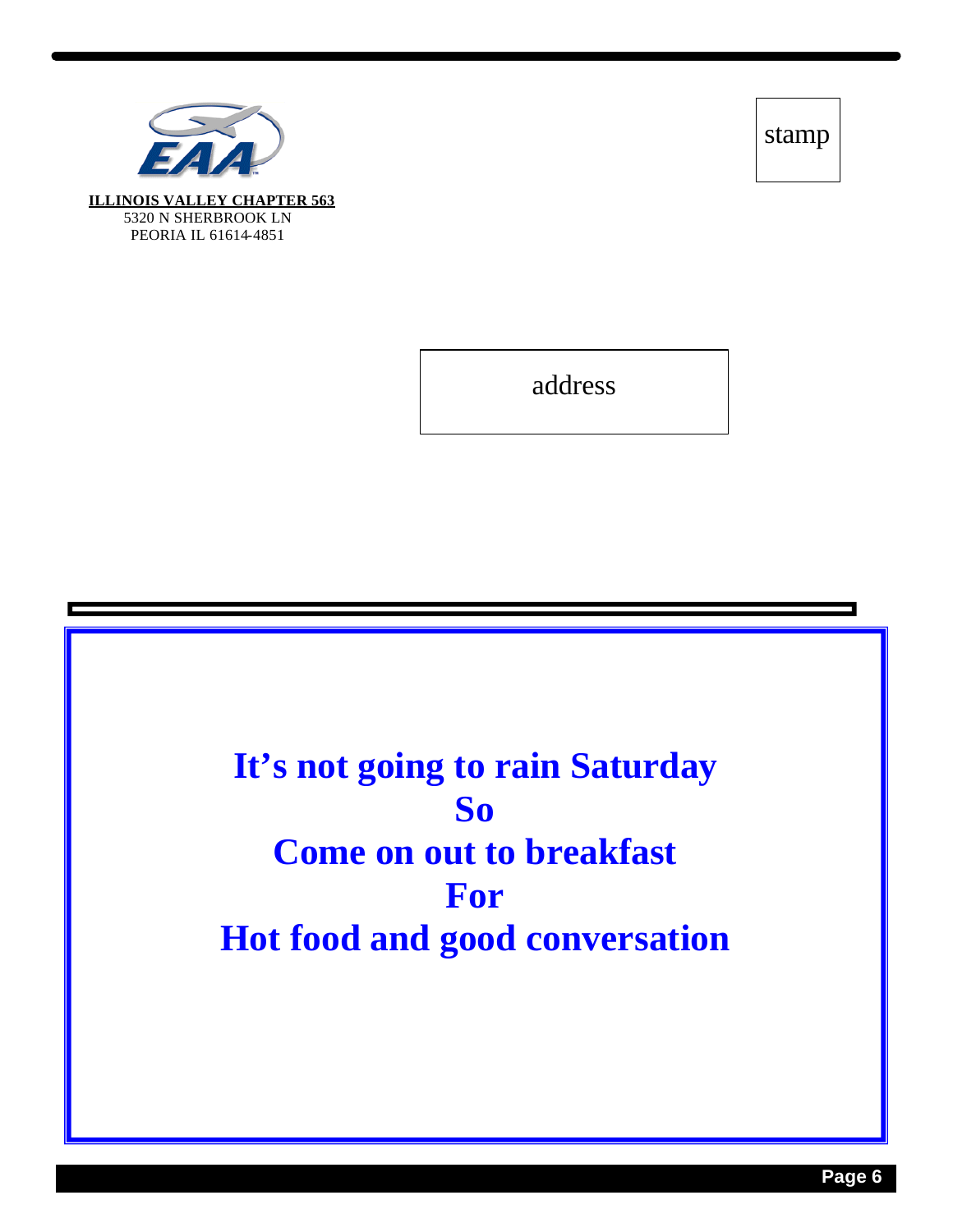**ILLINOIS VALLEY CHAPTER 563**
5320 N SHERBROOK LN
PEORIA IL 61614-4851

stamp

address

**It's not going to rain Saturday**
**So**
**Come on out to breakfast**
**For**
**Hot food and good conversation**